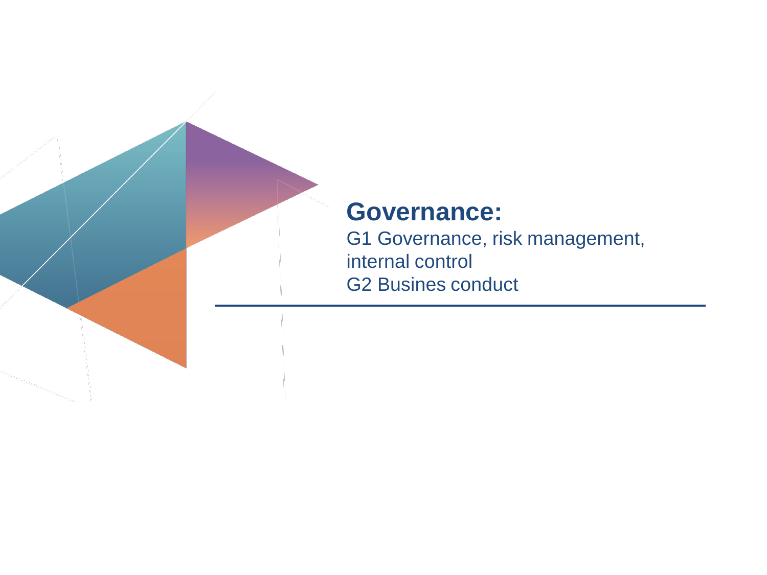# Governance:

G1 Governance, risk management, internal control
G2 Busines conduct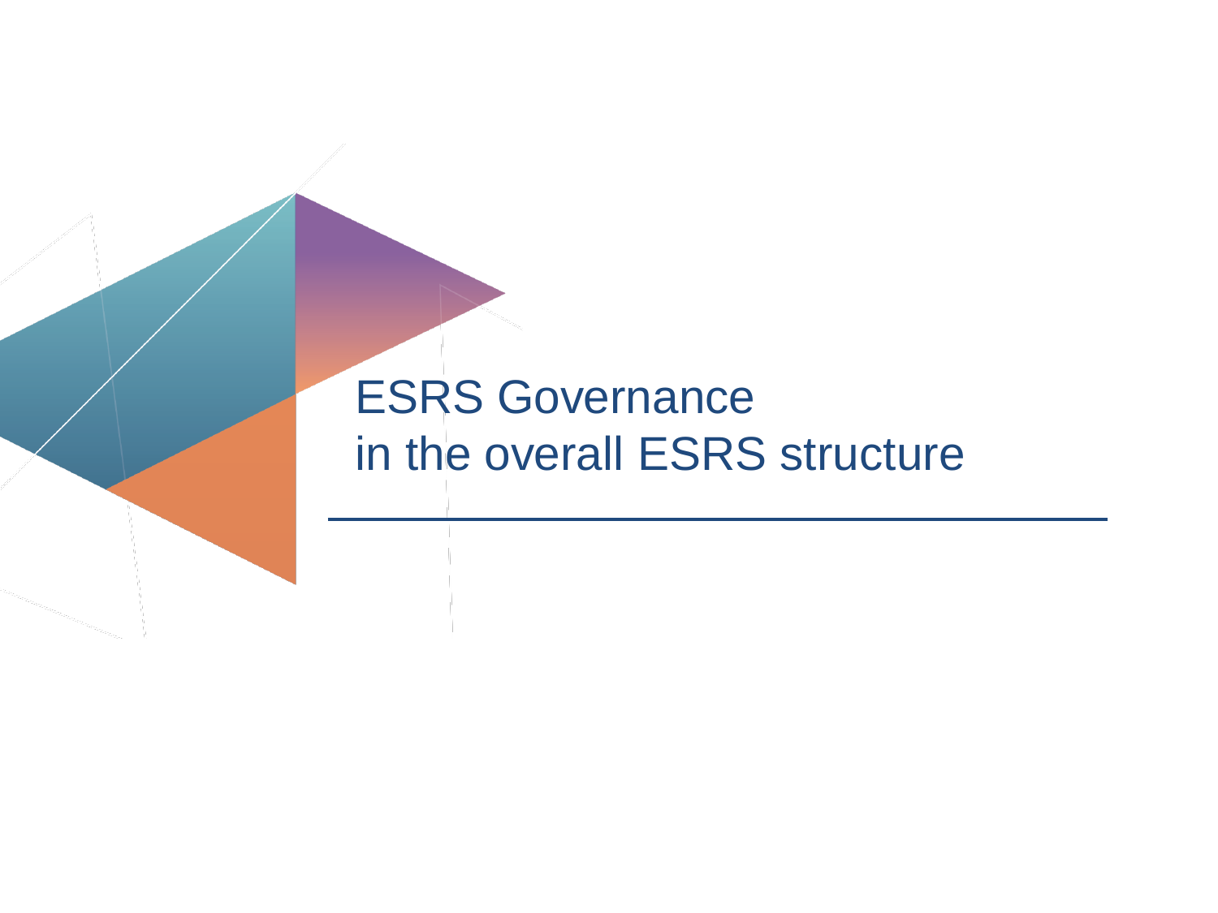# ESRS Governance in the overall ESRS structure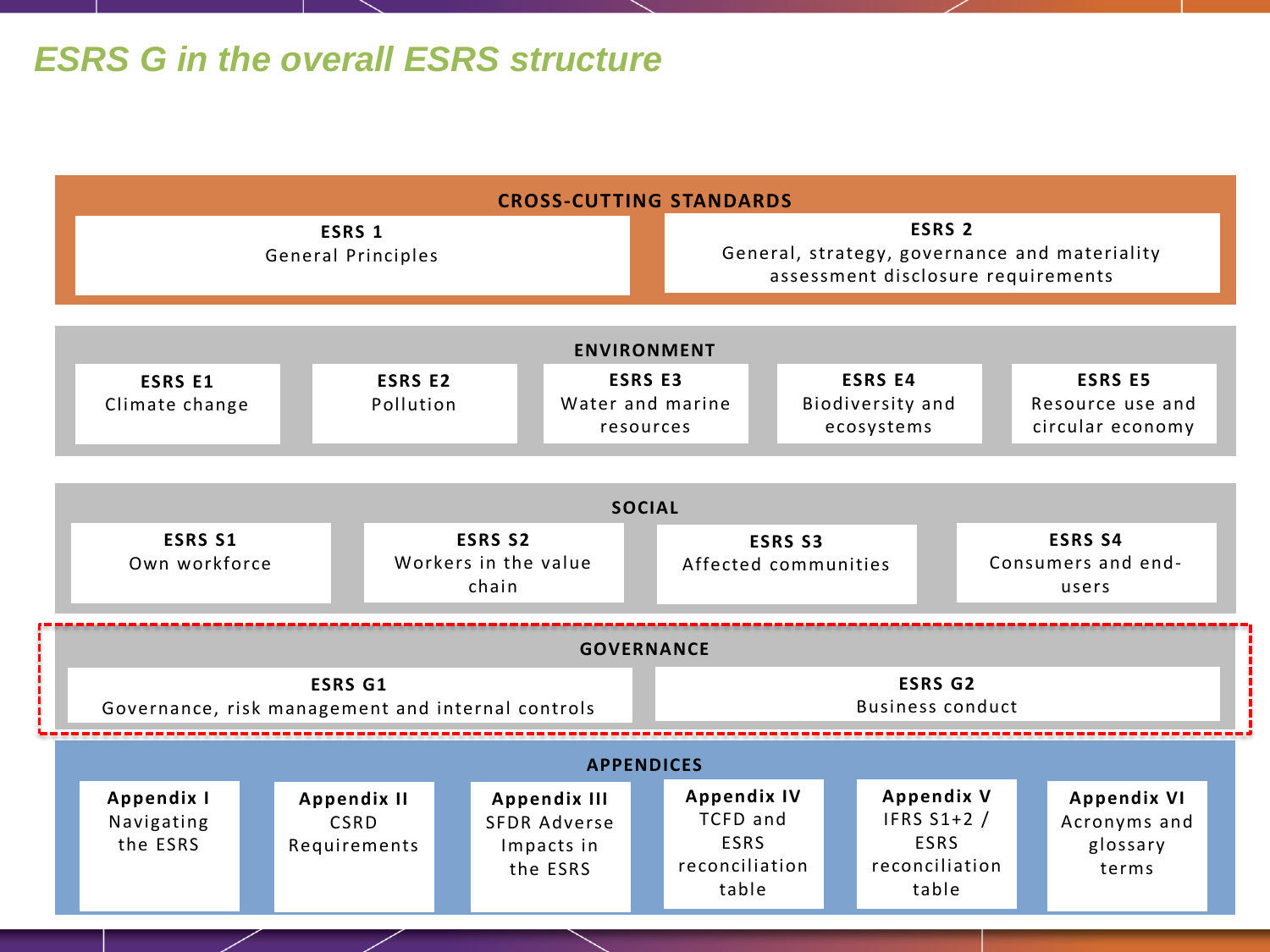# ESRS G in the overall ESRS structure

## CROSS-CUTTING STANDARDS

- **ESRS 1** General Principles
- **ESRS 2** General, strategy, governance and materiality assessment disclosure requirements

## ENVIRONMENT

- **ESRS E1** Climate change
- **ESRS E2** Pollution
- **ESRS E3** Water and marine resources
- **ESRS E4** Biodiversity and ecosystems
- **ESRS E5** Resource use and circular economy

## SOCIAL

- **ESRS S1** Own workforce
- **ESRS S2** Workers in the value chain
- **ESRS S3** Affected communities
- **ESRS S4** Consumers and end-users

## GOVERNANCE

- **ESRS G1** Governance, risk management and internal controls
- **ESRS G2** Business conduct

## APPENDICES

- **Appendix I** Navigating the ESRS
- **Appendix II** CSRD Requirements
- **Appendix III** SFDR Adverse Impacts in the ESRS
- **Appendix IV** TCFD and ESRS reconciliation table
- **Appendix V** IFRS S1+2 / ESRS reconciliation table
- **Appendix VI** Acronyms and glossary terms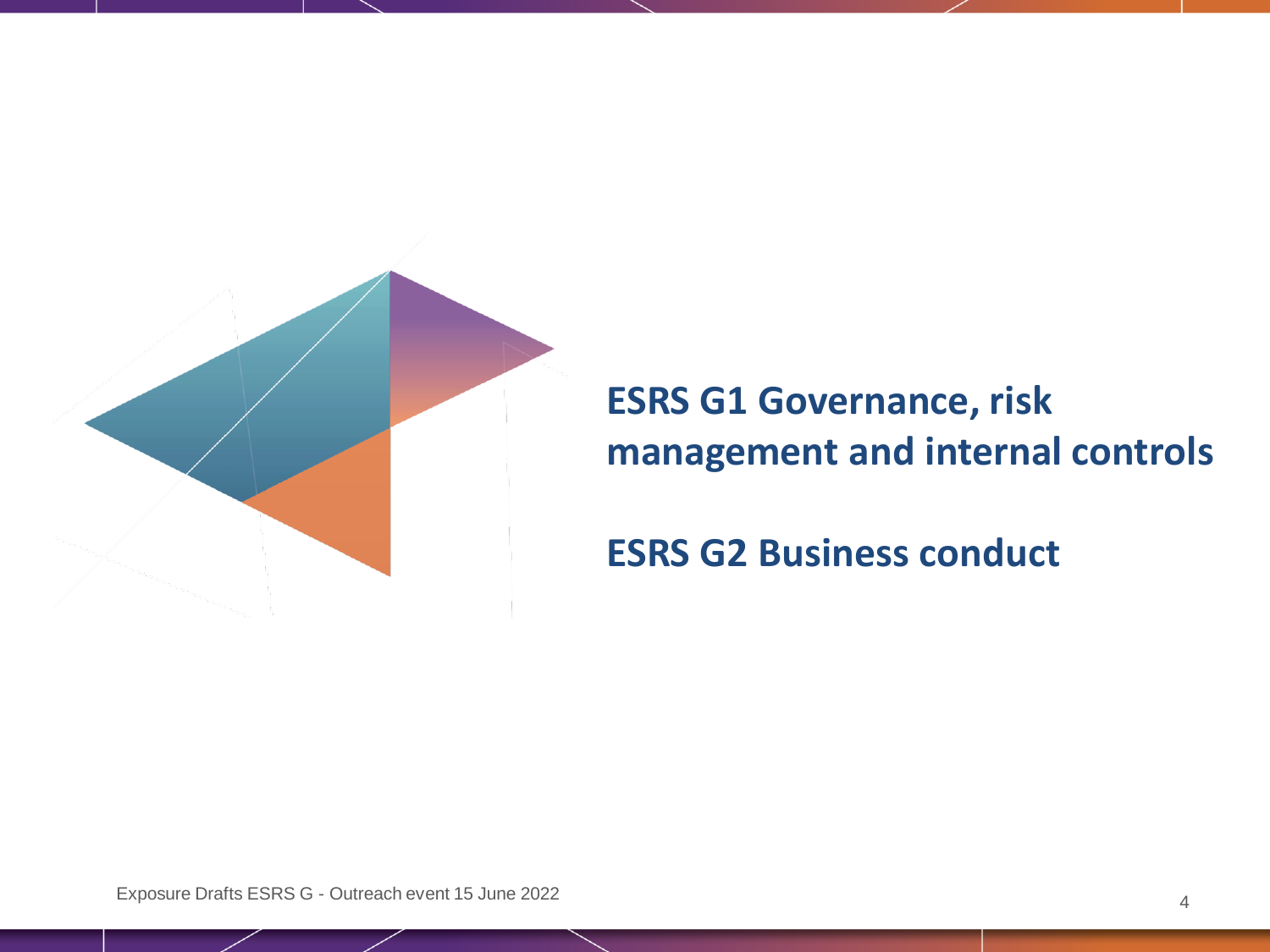# ESRS G1 Governance, risk management and internal controls

# ESRS G2 Business conduct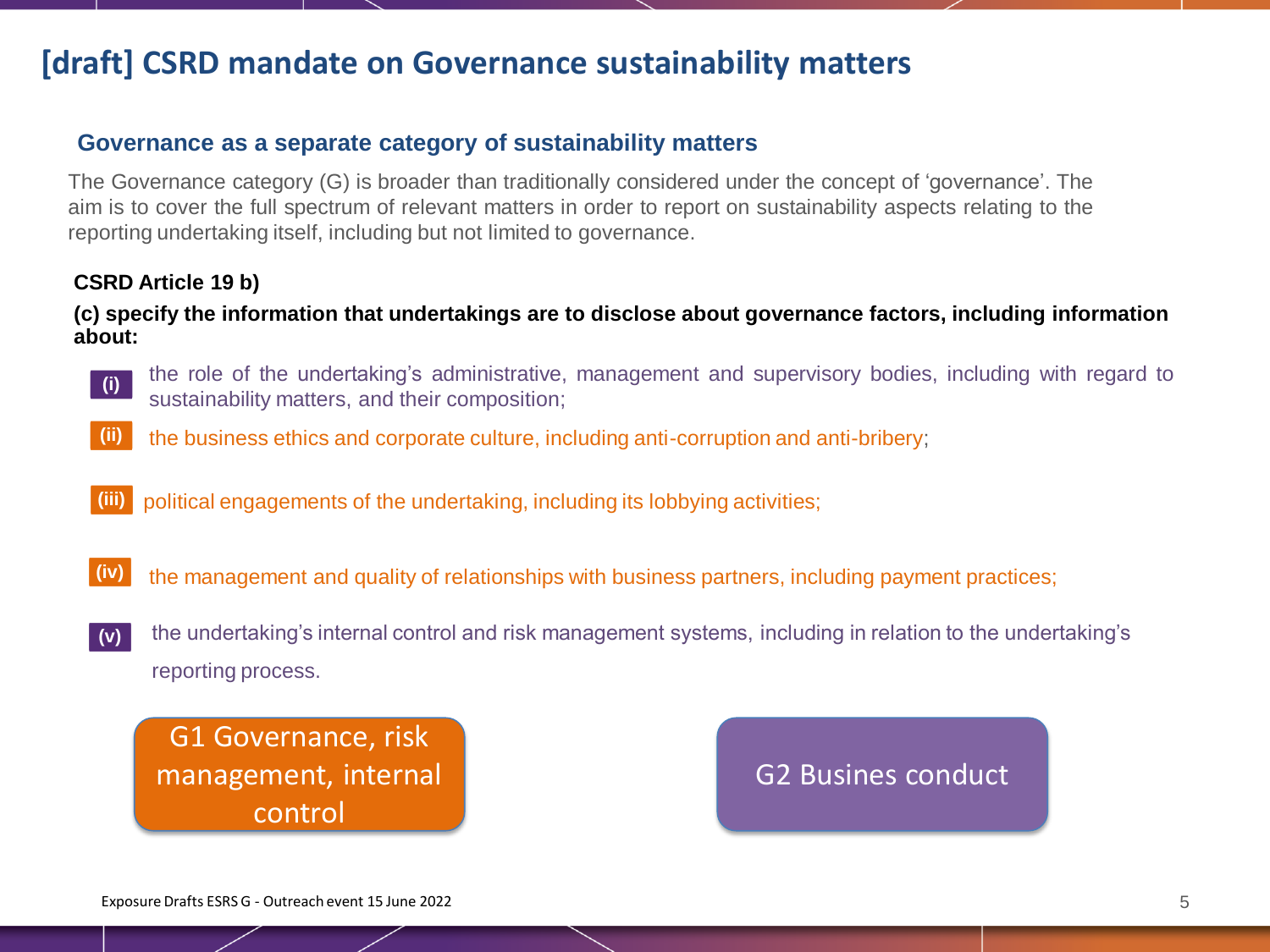# [draft] CSRD mandate on Governance sustainability matters

## Governance as a separate category of sustainability matters

The Governance category (G) is broader than traditionally considered under the concept of 'governance'. The aim is to cover the full spectrum of relevant matters in order to report on sustainability aspects relating to the reporting undertaking itself, including but not limited to governance.

**CSRD Article 19 b)**

**(c) specify the information that undertakings are to disclose about governance factors, including information about:**

- **(i)** the role of the undertaking's administrative, management and supervisory bodies, including with regard to sustainability matters, and their composition;
- **(ii)** the business ethics and corporate culture, including anti-corruption and anti-bribery;
- **(iii)** political engagements of the undertaking, including its lobbying activities;
- **(iv)** the management and quality of relationships with business partners, including payment practices;
- **(v)** the undertaking's internal control and risk management systems, including in relation to the undertaking's reporting process.

G1 Governance, risk management, internal control

G2 Busines conduct

Exposure Drafts ESRS G - Outreach event 15 June 2022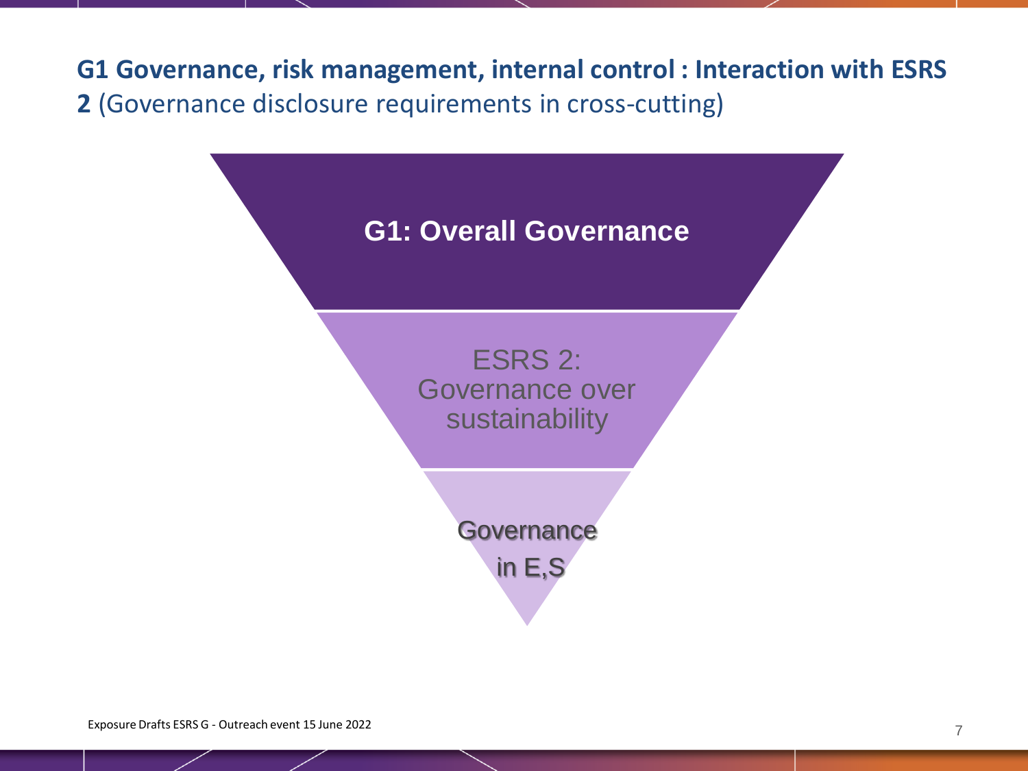## **G1 Governance, risk management, internal control : Interaction with ESRS 2** (Governance disclosure requirements in cross-cutting)

**G1: Overall Governance**

ESRS 2: Governance over sustainability

Governance in E,S

Exposure Drafts ESRS G - Outreach event 15 June 2022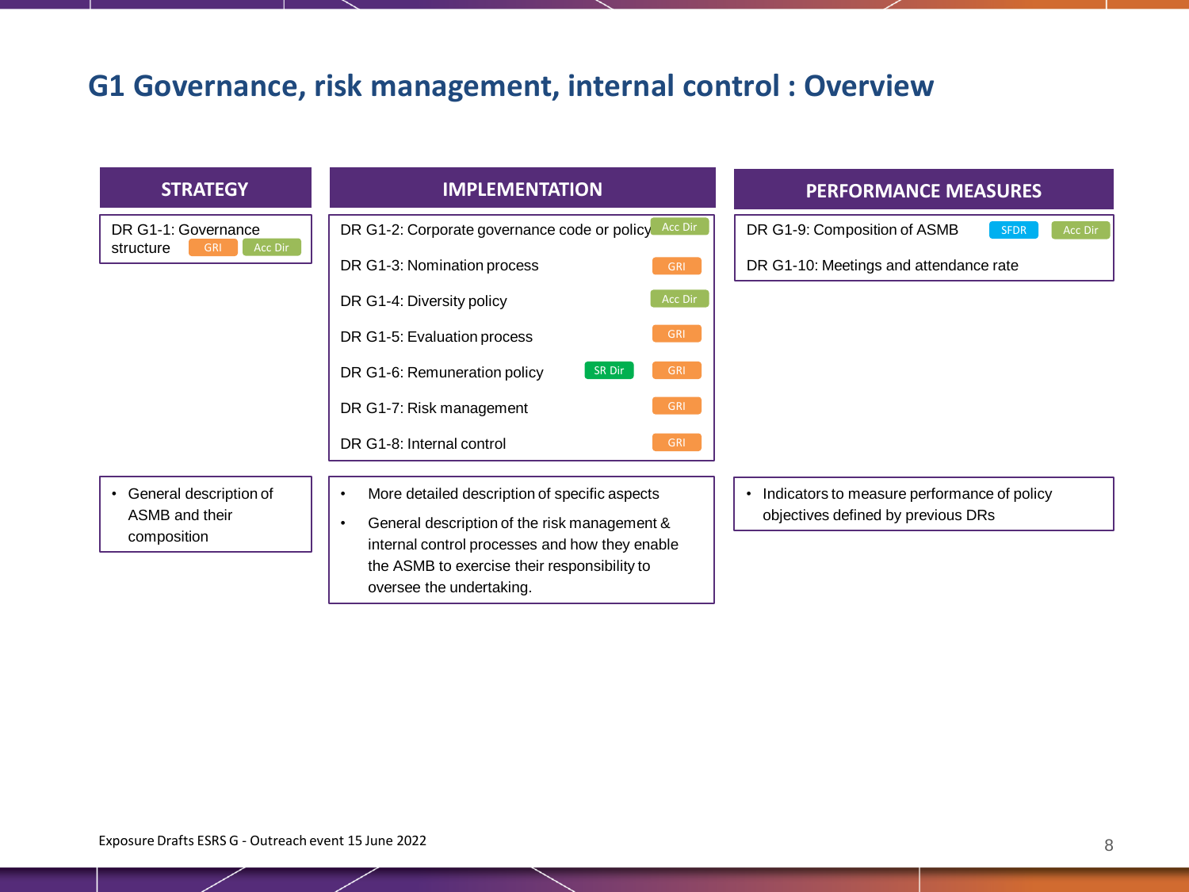# G1 Governance, risk management, internal control : Overview

| STRATEGY | IMPLEMENTATION | PERFORMANCE MEASURES |
| --- | --- | --- |
| DR G1-1: Governance structure (GRI, Acc Dir) | DR G1-2: Corporate governance code or policy (Acc Dir) | DR G1-9: Composition of ASMB (SFDR, Acc Dir) |
| | DR G1-3: Nomination process (GRI) | DR G1-10: Meetings and attendance rate |
| | DR G1-4: Diversity policy (Acc Dir) | |
| | DR G1-5: Evaluation process (GRI) | |
| | DR G1-6: Remuneration policy (SR Dir, GRI) | |
| | DR G1-7: Risk management (GRI) | |
| | DR G1-8: Internal control (GRI) | |
| • General description of ASMB and their composition | • More detailed description of specific aspects<br>• General description of the risk management & internal control processes and how they enable the ASMB to exercise their responsibility to oversee the undertaking. | • Indicators to measure performance of policy objectives defined by previous DRs |

Exposure Drafts ESRS G - Outreach event 15 June 2022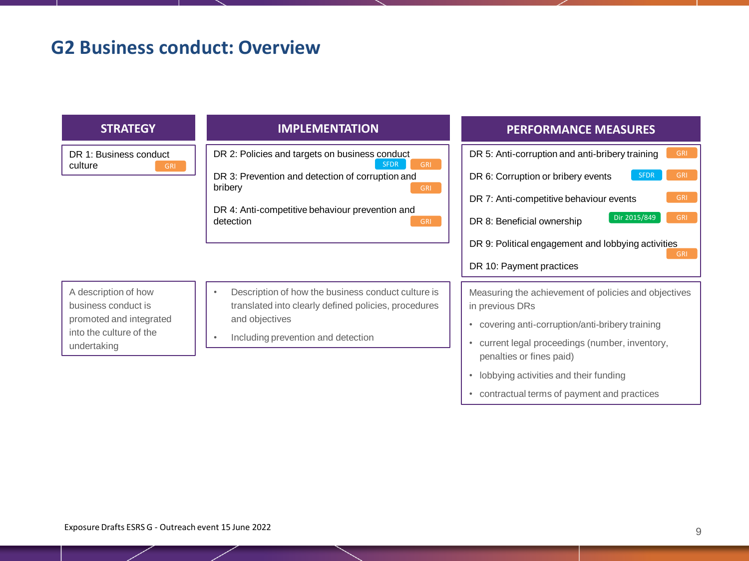# G2 Business conduct: Overview

| STRATEGY | IMPLEMENTATION | PERFORMANCE MEASURES |
|---|---|---|
| DR 1: Business conduct culture (GRI) | DR 2: Policies and targets on business conduct (SFDR, GRI)<br>DR 3: Prevention and detection of corruption and bribery (GRI)<br>DR 4: Anti-competitive behaviour prevention and detection (GRI) | DR 5: Anti-corruption and anti-bribery training (GRI)<br>DR 6: Corruption or bribery events (SFDR, GRI)<br>DR 7: Anti-competitive behaviour events (GRI)<br>DR 8: Beneficial ownership (Dir 2015/849, GRI)<br>DR 9: Political engagement and lobbying activities (GRI)<br>DR 10: Payment practices |
| A description of how business conduct is promoted and integrated into the culture of the undertaking | • Description of how the business conduct culture is translated into clearly defined policies, procedures and objectives<br>• Including prevention and detection | Measuring the achievement of policies and objectives in previous DRs<br>• covering anti-corruption/anti-bribery training<br>• current legal proceedings (number, inventory, penalties or fines paid)<br>• lobbying activities and their funding<br>• contractual terms of payment and practices |

Exposure Drafts ESRS G - Outreach event 15 June 2022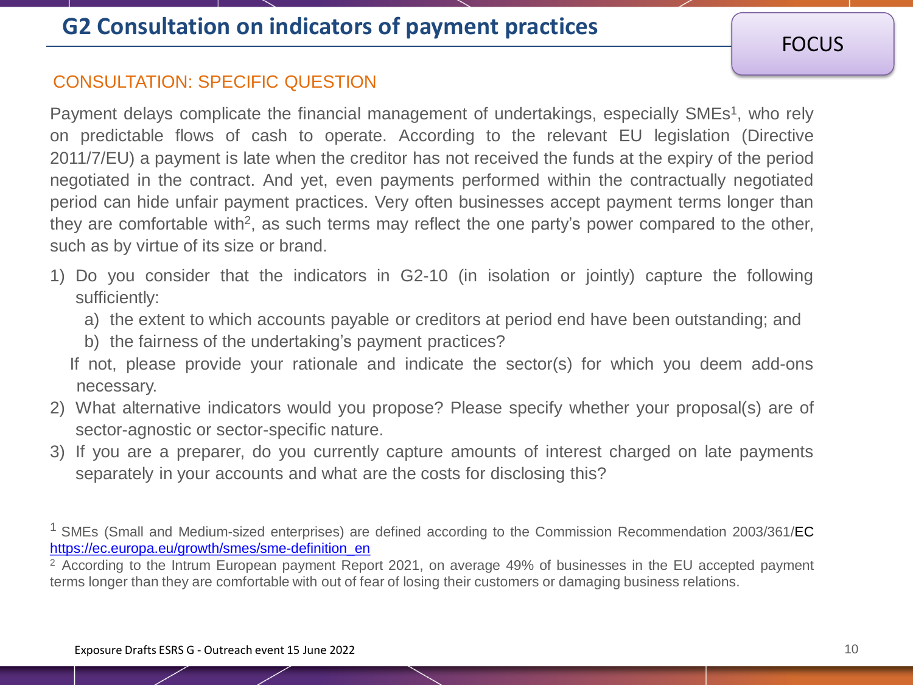# G2 Consultation on indicators of payment practices

FOCUS

## CONSULTATION: SPECIFIC QUESTION

Payment delays complicate the financial management of undertakings, especially SMEs[1], who rely on predictable flows of cash to operate. According to the relevant EU legislation (Directive 2011/7/EU) a payment is late when the creditor has not received the funds at the expiry of the period negotiated in the contract. And yet, even payments performed within the contractually negotiated period can hide unfair payment practices. Very often businesses accept payment terms longer than they are comfortable with[2], as such terms may reflect the one party's power compared to the other, such as by virtue of its size or brand.

1) Do you consider that the indicators in G2-10 (in isolation or jointly) capture the following sufficiently:
   a) the extent to which accounts payable or creditors at period end have been outstanding; and
   b) the fairness of the undertaking's payment practices?

   If not, please provide your rationale and indicate the sector(s) for which you deem add-ons necessary.
2) What alternative indicators would you propose? Please specify whether your proposal(s) are of sector-agnostic or sector-specific nature.
3) If you are a preparer, do you currently capture amounts of interest charged on late payments separately in your accounts and what are the costs for disclosing this?

[1] SMEs (Small and Medium-sized enterprises) are defined according to the Commission Recommendation 2003/361/EC https://ec.europa.eu/growth/smes/sme-definition_en

[2] According to the Intrum European payment Report 2021, on average 49% of businesses in the EU accepted payment terms longer than they are comfortable with out of fear of losing their customers or damaging business relations.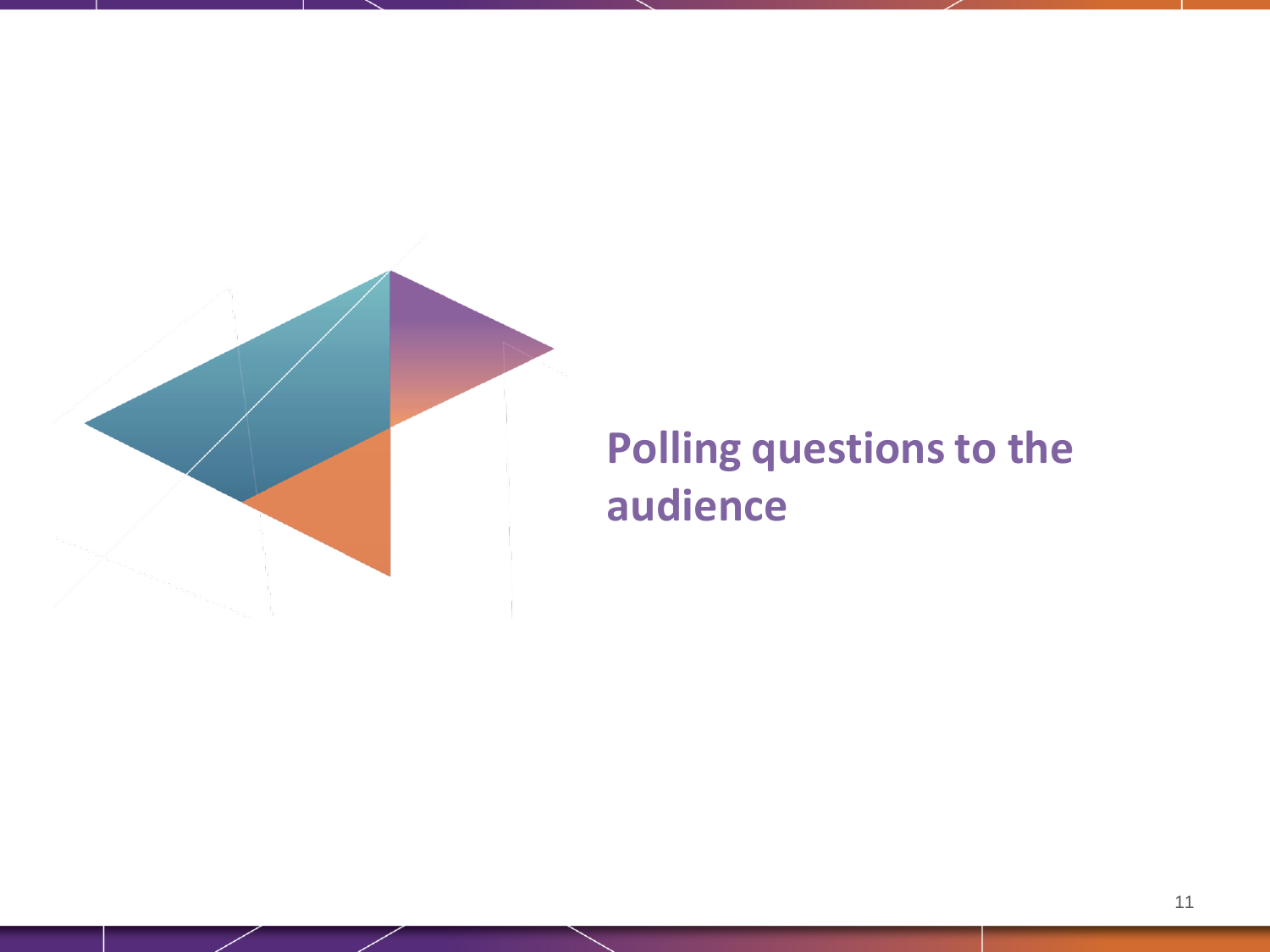# Polling questions to the audience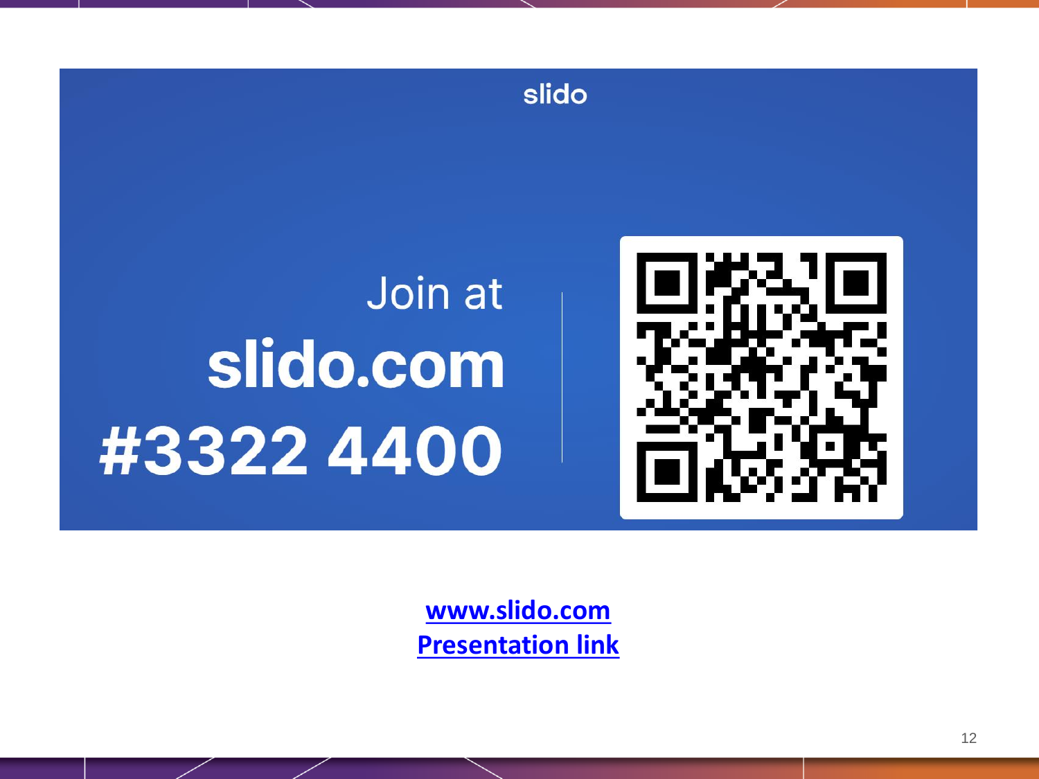slido

Join at
**slido.com**
**#3322 4400**

[www.slido.com](www.slido.com)
[Presentation link]()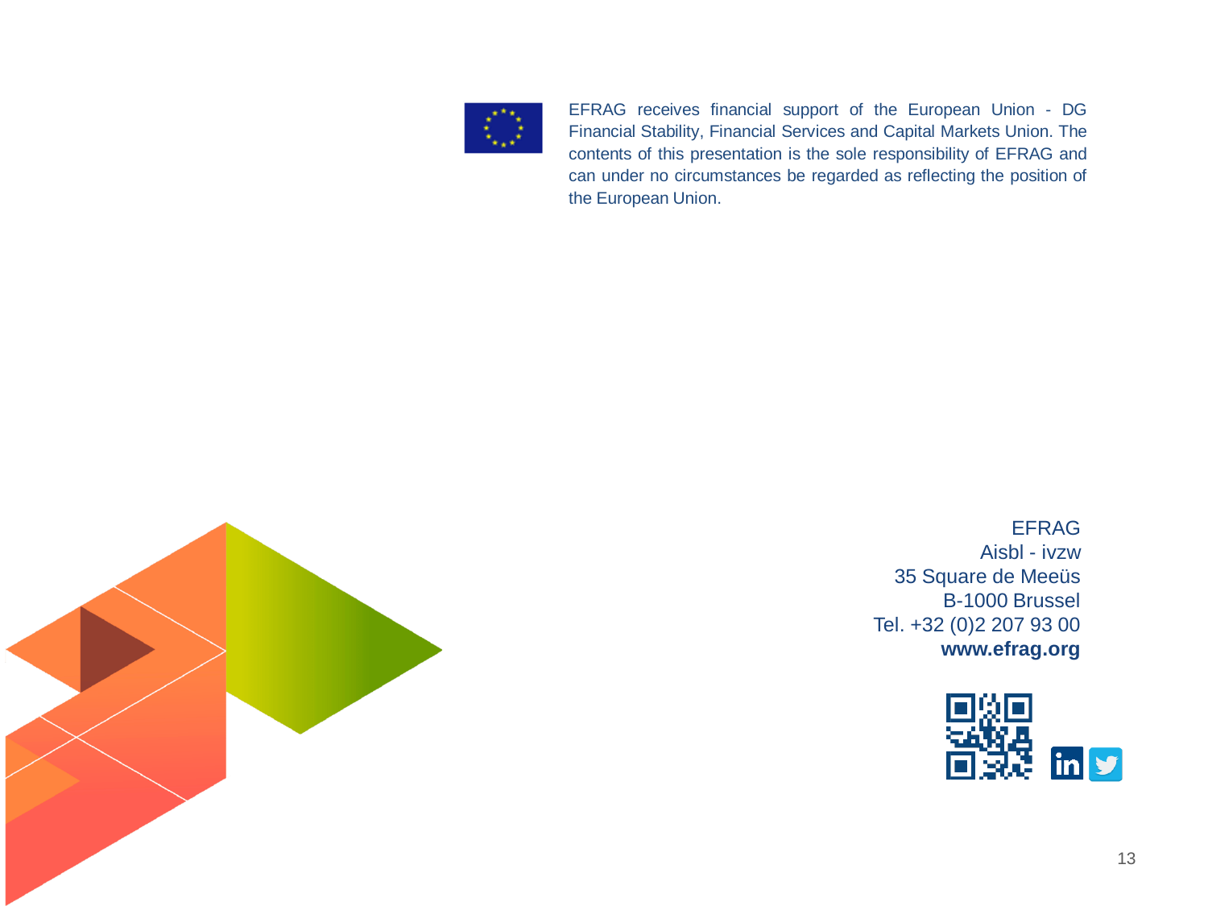EFRAG receives financial support of the European Union - DG Financial Stability, Financial Services and Capital Markets Union. The contents of this presentation is the sole responsibility of EFRAG and can under no circumstances be regarded as reflecting the position of the European Union.

EFRAG
Aisbl - ivzw
35 Square de Meeûs
B-1000 Brussel
Tel. +32 (0)2 207 93 00
**www.efrag.org**